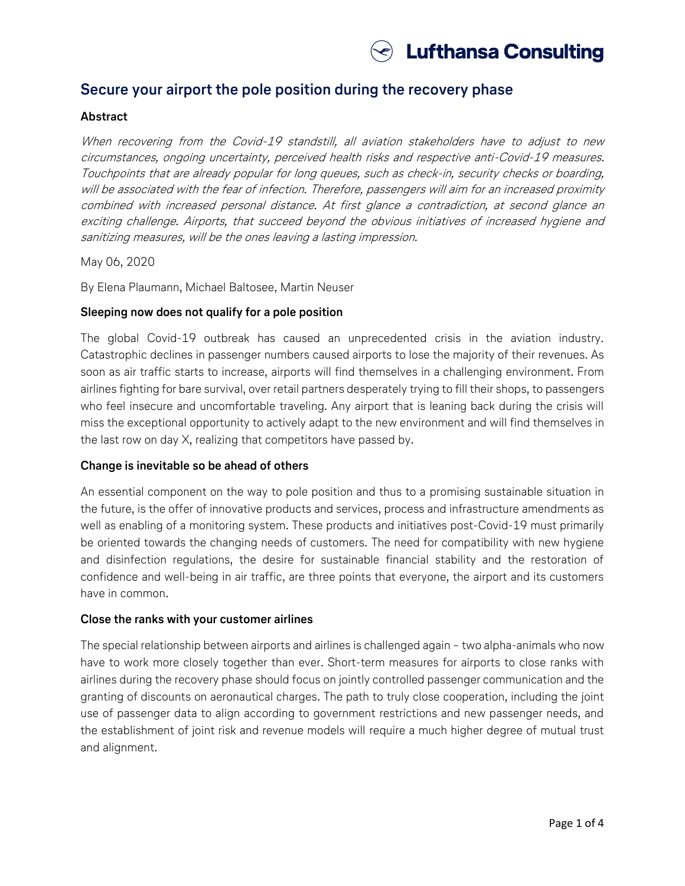# Secure your airport the pole position during the recovery phase

### Abstract

*When recovering from the Covid-19 standstill, all aviation stakeholders have to adjust to new circumstances, ongoing uncertainty, perceived health risks and respective anti-Covid-19 measures. Touchpoints that are already popular for long queues, such as check-in, security checks or boarding, will be associated with the fear of infection. Therefore, passengers will aim for an increased proximity combined with increased personal distance. At first glance a contradiction, at second glance an exciting challenge. Airports, that succeed beyond the obvious initiatives of increased hygiene and sanitizing measures, will be the ones leaving a lasting impression.*

May 06, 2020

By Elena Plaumann, Michael Baltosee, Martin Neuser

### Sleeping now does not qualify for a pole position

The global Covid-19 outbreak has caused an unprecedented crisis in the aviation industry. Catastrophic declines in passenger numbers caused airports to lose the majority of their revenues. As soon as air traffic starts to increase, airports will find themselves in a challenging environment. From airlines fighting for bare survival, over retail partners desperately trying to fill their shops, to passengers who feel insecure and uncomfortable traveling. Any airport that is leaning back during the crisis will miss the exceptional opportunity to actively adapt to the new environment and will find themselves in the last row on day X, realizing that competitors have passed by.

### Change is inevitable so be ahead of others

An essential component on the way to pole position and thus to a promising sustainable situation in the future, is the offer of innovative products and services, process and infrastructure amendments as well as enabling of a monitoring system. These products and initiatives post-Covid-19 must primarily be oriented towards the changing needs of customers. The need for compatibility with new hygiene and disinfection regulations, the desire for sustainable financial stability and the restoration of confidence and well-being in air traffic, are three points that everyone, the airport and its customers have in common.

### Close the ranks with your customer airlines

The special relationship between airports and airlines is challenged again – two alpha-animals who now have to work more closely together than ever. Short-term measures for airports to close ranks with airlines during the recovery phase should focus on jointly controlled passenger communication and the granting of discounts on aeronautical charges. The path to truly close cooperation, including the joint use of passenger data to align according to government restrictions and new passenger needs, and the establishment of joint risk and revenue models will require a much higher degree of mutual trust and alignment.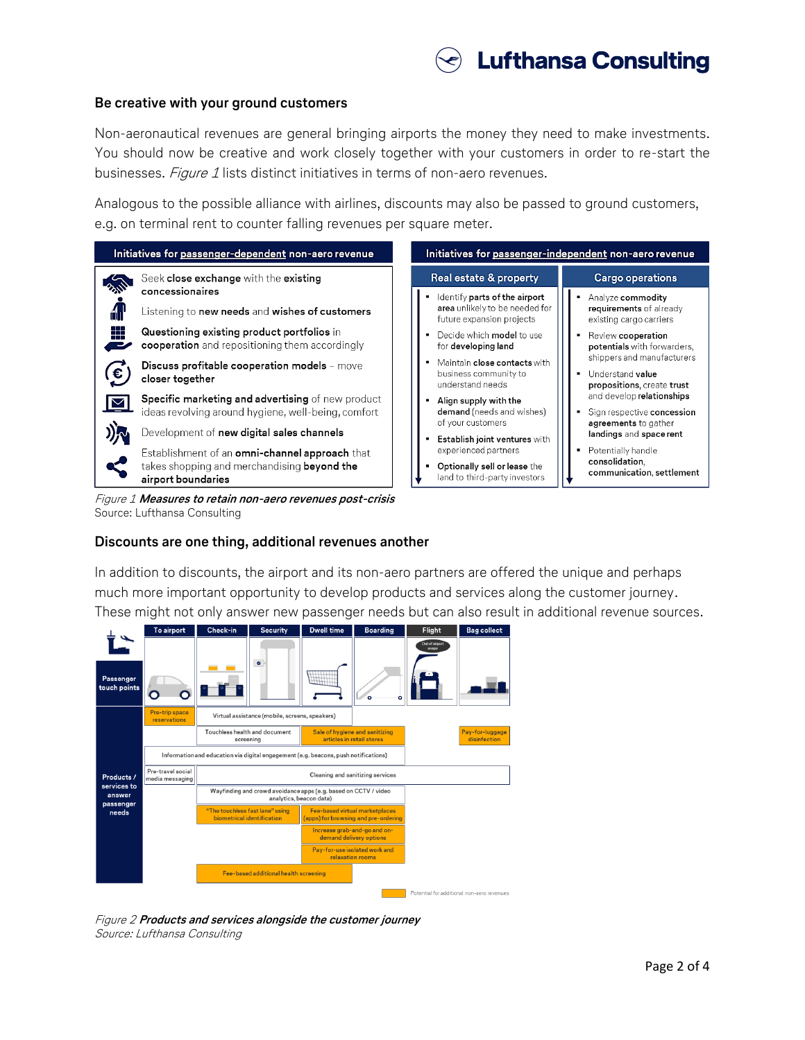## Be creative with your ground customers

Non-aeronautical revenues are general bringing airports the money they need to make investments. You should now be creative and work closely together with your customers in order to re-start the businesses. *Figure 1* lists distinct initiatives in terms of non-aero revenues.

Analogous to the possible alliance with airlines, discounts may also be passed to ground customers, e.g. on terminal rent to counter falling revenues per square meter.

**Initiatives for passenger-dependent non-aero revenue**

- Seek **close exchange** with the **existing concessionaires**
- Listening to **new needs** and **wishes of customers**
- **Questioning existing product portfolios** in **cooperation** and repositioning them accordingly
- **Discuss profitable cooperation models** – move **closer together**
- **Specific marketing and advertising** of new product ideas revolving around hygiene, well-being, comfort
- Development of **new digital sales channels**
- Establishment of an **omni-channel approach** that takes shopping and merchandising **beyond the airport boundaries**

**Initiatives for passenger-independent non-aero revenue**

| Real estate & property | Cargo operations |
| --- | --- |
| Identify **parts of the airport area** unlikely to be needed for future expansion projects | Analyze **commodity requirements** of already existing cargo carriers |
| Decide which **model** to use **for developing land** | Review **cooperation potentials** with forwarders, shippers and manufacturers |
| Maintain **close contacts** with business community to understand needs | Understand **value propositions**, create **trust** and develop **relationships** |
| **Align supply** with the **demand** (needs and wishes) of your customers | Sign respective **concession agreements** to gather **landings** and **space rent** |
| **Establish joint ventures** with experienced partners | Potentially handle **consolidation**, **communication**, **settlement** |
| **Optionally sell or lease** the land to third-party investors | |

*Figure 1* ***Measures to retain non-aero revenues post-crisis***
Source: Lufthansa Consulting

## Discounts are one thing, additional revenues another

In addition to discounts, the airport and its non-aero partners are offered the unique and perhaps much more important opportunity to develop products and services along the customer journey. These might not only answer new passenger needs but can also result in additional revenue sources.

| Passenger touch points | To airport | Check-in | Security | Dwell time | Boarding | Flight (Out of airport scope) | Bag collect |
| --- | --- | --- | --- | --- | --- | --- | --- |
| Products / services to answer passenger needs | Pre-trip space reservations* | Virtual assistance (mobile, screens, speakers) | | | | | |
| | | Touchless health and document screening | | Sale of hygiene and sanitizing articles in retail stores* | | | Pay-for-luggage disinfection* |
| | Information and education via digital engagement (e.g. beacons, push notifications) | | | | | | |
| | Pre-travel social media messaging | Cleaning and sanitizing services | | | | | |
| | | Wayfinding and crowd avoidance apps (e.g. based on CCTV / video analytics, beacon data) | | | | | |
| | | "The touchless fast lane" using biometrical identification* | | Fee-based virtual marketplaces (apps) for browsing and pre-ordering* | | | |
| | | | | Increase grab-and-go and on-demand delivery options* | | | |
| | | | | Pay-for-use isolated work and relaxation rooms* | | | |
| | | Fee-based additional health screening* | | | | | |

\* Potential for additional non-aero revenues

*Figure 2* ***Products and services alongside the customer journey***
*Source: Lufthansa Consulting*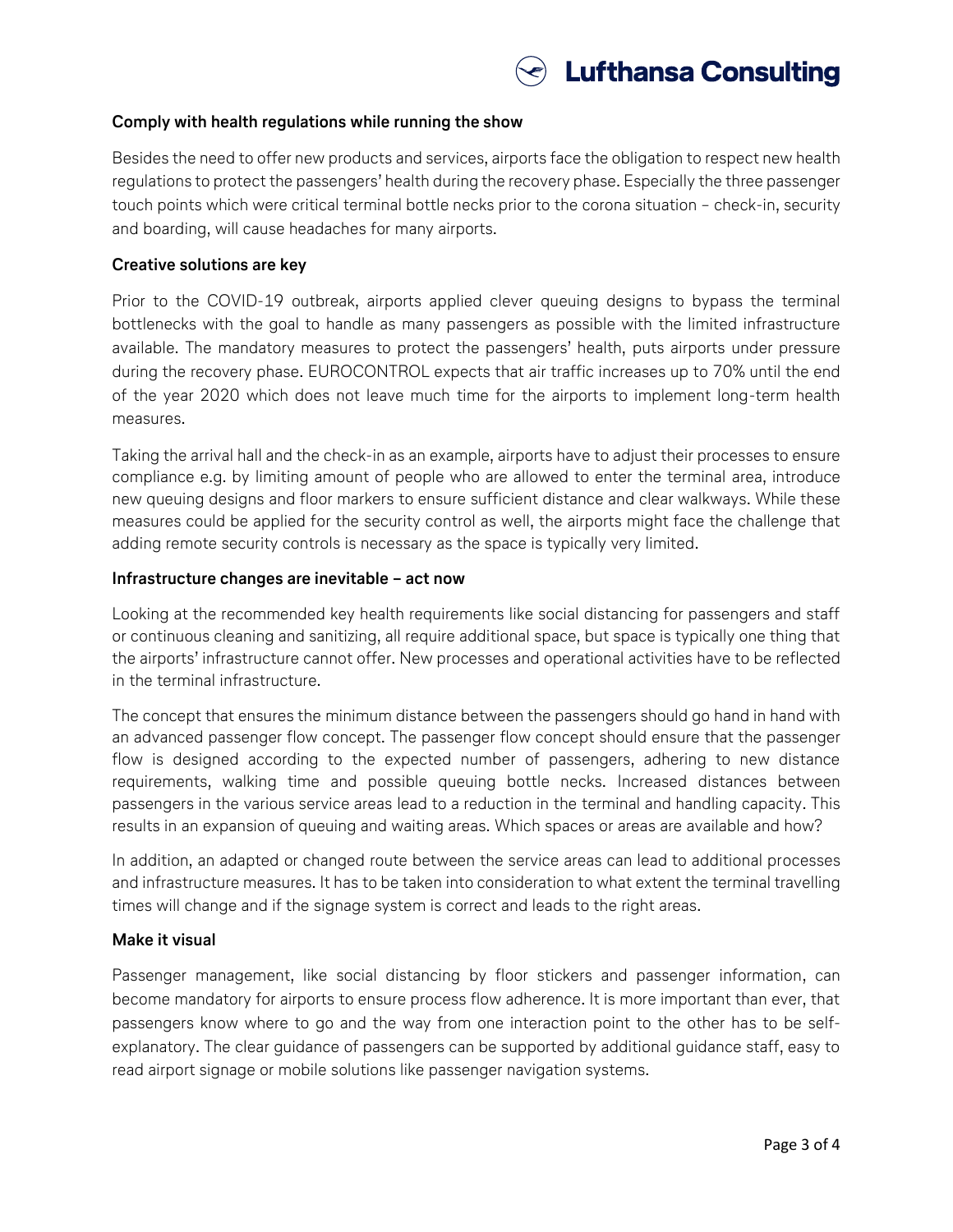**Comply with health regulations while running the show**

Besides the need to offer new products and services, airports face the obligation to respect new health regulations to protect the passengers' health during the recovery phase. Especially the three passenger touch points which were critical terminal bottle necks prior to the corona situation – check-in, security and boarding, will cause headaches for many airports.

**Creative solutions are key**

Prior to the COVID-19 outbreak, airports applied clever queuing designs to bypass the terminal bottlenecks with the goal to handle as many passengers as possible with the limited infrastructure available. The mandatory measures to protect the passengers' health, puts airports under pressure during the recovery phase. EUROCONTROL expects that air traffic increases up to 70% until the end of the year 2020 which does not leave much time for the airports to implement long-term health measures.

Taking the arrival hall and the check-in as an example, airports have to adjust their processes to ensure compliance e.g. by limiting amount of people who are allowed to enter the terminal area, introduce new queuing designs and floor markers to ensure sufficient distance and clear walkways. While these measures could be applied for the security control as well, the airports might face the challenge that adding remote security controls is necessary as the space is typically very limited.

**Infrastructure changes are inevitable – act now**

Looking at the recommended key health requirements like social distancing for passengers and staff or continuous cleaning and sanitizing, all require additional space, but space is typically one thing that the airports' infrastructure cannot offer. New processes and operational activities have to be reflected in the terminal infrastructure.

The concept that ensures the minimum distance between the passengers should go hand in hand with an advanced passenger flow concept. The passenger flow concept should ensure that the passenger flow is designed according to the expected number of passengers, adhering to new distance requirements, walking time and possible queuing bottle necks. Increased distances between passengers in the various service areas lead to a reduction in the terminal and handling capacity. This results in an expansion of queuing and waiting areas. Which spaces or areas are available and how?

In addition, an adapted or changed route between the service areas can lead to additional processes and infrastructure measures. It has to be taken into consideration to what extent the terminal travelling times will change and if the signage system is correct and leads to the right areas.

**Make it visual**

Passenger management, like social distancing by floor stickers and passenger information, can become mandatory for airports to ensure process flow adherence. It is more important than ever, that passengers know where to go and the way from one interaction point to the other has to be self-explanatory. The clear guidance of passengers can be supported by additional guidance staff, easy to read airport signage or mobile solutions like passenger navigation systems.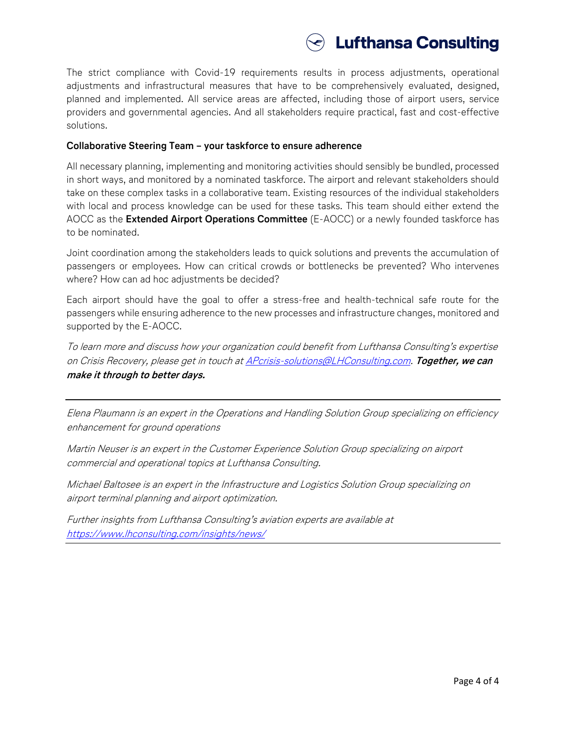The strict compliance with Covid-19 requirements results in process adjustments, operational adjustments and infrastructural measures that have to be comprehensively evaluated, designed, planned and implemented. All service areas are affected, including those of airport users, service providers and governmental agencies. And all stakeholders require practical, fast and cost-effective solutions.

**Collaborative Steering Team – your taskforce to ensure adherence**

All necessary planning, implementing and monitoring activities should sensibly be bundled, processed in short ways, and monitored by a nominated taskforce. The airport and relevant stakeholders should take on these complex tasks in a collaborative team. Existing resources of the individual stakeholders with local and process knowledge can be used for these tasks. This team should either extend the AOCC as the **Extended Airport Operations Committee** (E-AOCC) or a newly founded taskforce has to be nominated.

Joint coordination among the stakeholders leads to quick solutions and prevents the accumulation of passengers or employees. How can critical crowds or bottlenecks be prevented? Who intervenes where? How can ad hoc adjustments be decided?

Each airport should have the goal to offer a stress-free and health-technical safe route for the passengers while ensuring adherence to the new processes and infrastructure changes, monitored and supported by the E-AOCC.

*To learn more and discuss how your organization could benefit from Lufthansa Consulting's expertise on Crisis Recovery, please get in touch at [APcrisis-solutions@LHConsulting.com](mailto:APcrisis-solutions@LHConsulting.com).* ***Together, we can make it through to better days.***

---

*Elena Plaumann is an expert in the Operations and Handling Solution Group specializing on efficiency enhancement for ground operations*

*Martin Neuser is an expert in the Customer Experience Solution Group specializing on airport commercial and operational topics at Lufthansa Consulting.*

*Michael Baltosee is an expert in the Infrastructure and Logistics Solution Group specializing on airport terminal planning and airport optimization.*

*Further insights from Lufthansa Consulting's aviation experts are available at [https://www.lhconsulting.com/insights/news/](https://www.lhconsulting.com/insights/news/)*